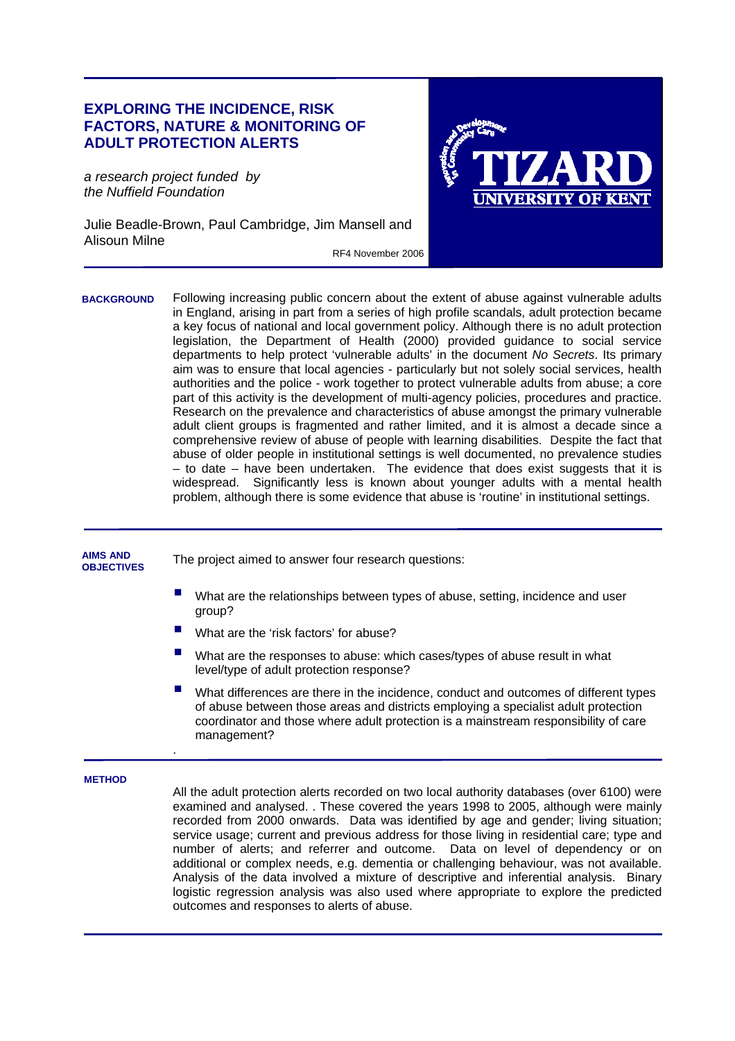# EXPLORING THE INCIDENCE, RISK FACTORS, NATURE & MONITORING OF ADULT PROTECTION ALERTS

*a research project funded by the Nuffield Foundation*

Julie Beadle-Brown, Paul Cambridge, Jim Mansell and Alisoun Milne

RF4 November 2006

TIZARD
UNIVERSITY OF KENT

## BACKGROUND

Following increasing public concern about the extent of abuse against vulnerable adults in England, arising in part from a series of high profile scandals, adult protection became a key focus of national and local government policy. Although there is no adult protection legislation, the Department of Health (2000) provided guidance to social service departments to help protect 'vulnerable adults' in the document *No Secrets*. Its primary aim was to ensure that local agencies - particularly but not solely social services, health authorities and the police - work together to protect vulnerable adults from abuse; a core part of this activity is the development of multi-agency policies, procedures and practice. Research on the prevalence and characteristics of abuse amongst the primary vulnerable adult client groups is fragmented and rather limited, and it is almost a decade since a comprehensive review of abuse of people with learning disabilities. Despite the fact that abuse of older people in institutional settings is well documented, no prevalence studies – to date – have been undertaken. The evidence that does exist suggests that it is widespread. Significantly less is known about younger adults with a mental health problem, although there is some evidence that abuse is 'routine' in institutional settings.

## AIMS AND OBJECTIVES

The project aimed to answer four research questions:

- What are the relationships between types of abuse, setting, incidence and user group?
- What are the 'risk factors' for abuse?
- What are the responses to abuse: which cases/types of abuse result in what level/type of adult protection response?
- What differences are there in the incidence, conduct and outcomes of different types of abuse between those areas and districts employing a specialist adult protection coordinator and those where adult protection is a mainstream responsibility of care management?

## METHOD

All the adult protection alerts recorded on two local authority databases (over 6100) were examined and analysed. . These covered the years 1998 to 2005, although were mainly recorded from 2000 onwards. Data was identified by age and gender; living situation; service usage; current and previous address for those living in residential care; type and number of alerts; and referrer and outcome. Data on level of dependency or on additional or complex needs, e.g. dementia or challenging behaviour, was not available. Analysis of the data involved a mixture of descriptive and inferential analysis. Binary logistic regression analysis was also used where appropriate to explore the predicted outcomes and responses to alerts of abuse.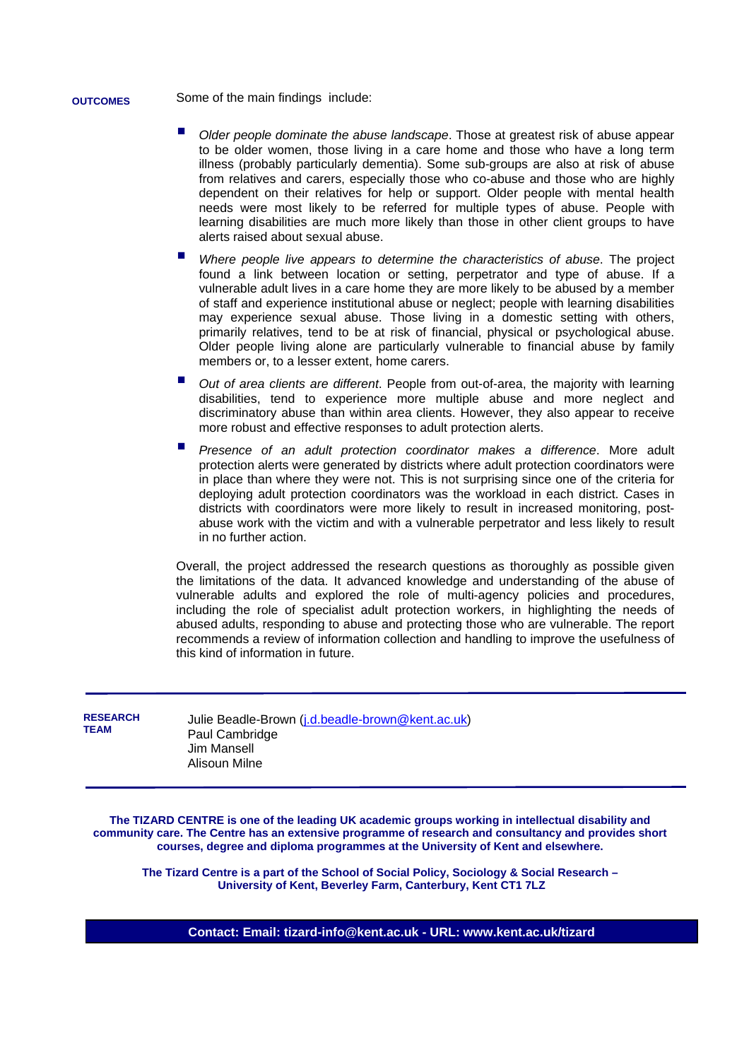**OUTCOMES**

Some of the main findings include:

- *Older people dominate the abuse landscape*. Those at greatest risk of abuse appear to be older women, those living in a care home and those who have a long term illness (probably particularly dementia). Some sub-groups are also at risk of abuse from relatives and carers, especially those who co-abuse and those who are highly dependent on their relatives for help or support. Older people with mental health needs were most likely to be referred for multiple types of abuse. People with learning disabilities are much more likely than those in other client groups to have alerts raised about sexual abuse.
- *Where people live appears to determine the characteristics of abuse*. The project found a link between location or setting, perpetrator and type of abuse. If a vulnerable adult lives in a care home they are more likely to be abused by a member of staff and experience institutional abuse or neglect; people with learning disabilities may experience sexual abuse. Those living in a domestic setting with others, primarily relatives, tend to be at risk of financial, physical or psychological abuse. Older people living alone are particularly vulnerable to financial abuse by family members or, to a lesser extent, home carers.
- *Out of area clients are different*. People from out-of-area, the majority with learning disabilities, tend to experience more multiple abuse and more neglect and discriminatory abuse than within area clients. However, they also appear to receive more robust and effective responses to adult protection alerts.
- *Presence of an adult protection coordinator makes a difference*. More adult protection alerts were generated by districts where adult protection coordinators were in place than where they were not. This is not surprising since one of the criteria for deploying adult protection coordinators was the workload in each district. Cases in districts with coordinators were more likely to result in increased monitoring, post-abuse work with the victim and with a vulnerable perpetrator and less likely to result in no further action.

Overall, the project addressed the research questions as thoroughly as possible given the limitations of the data. It advanced knowledge and understanding of the abuse of vulnerable adults and explored the role of multi-agency policies and procedures, including the role of specialist adult protection workers, in highlighting the needs of abused adults, responding to abuse and protecting those who are vulnerable. The report recommends a review of information collection and handling to improve the usefulness of this kind of information in future.

---

**RESEARCH TEAM**

Julie Beadle-Brown (j.d.beadle-brown@kent.ac.uk)
Paul Cambridge
Jim Mansell
Alisoun Milne

---

**The TIZARD CENTRE is one of the leading UK academic groups working in intellectual disability and community care. The Centre has an extensive programme of research and consultancy and provides short courses, degree and diploma programmes at the University of Kent and elsewhere.**

**The Tizard Centre is a part of the School of Social Policy, Sociology & Social Research – University of Kent, Beverley Farm, Canterbury, Kent CT1 7LZ**

**Contact: Email: tizard-info@kent.ac.uk - URL: www.kent.ac.uk/tizard**